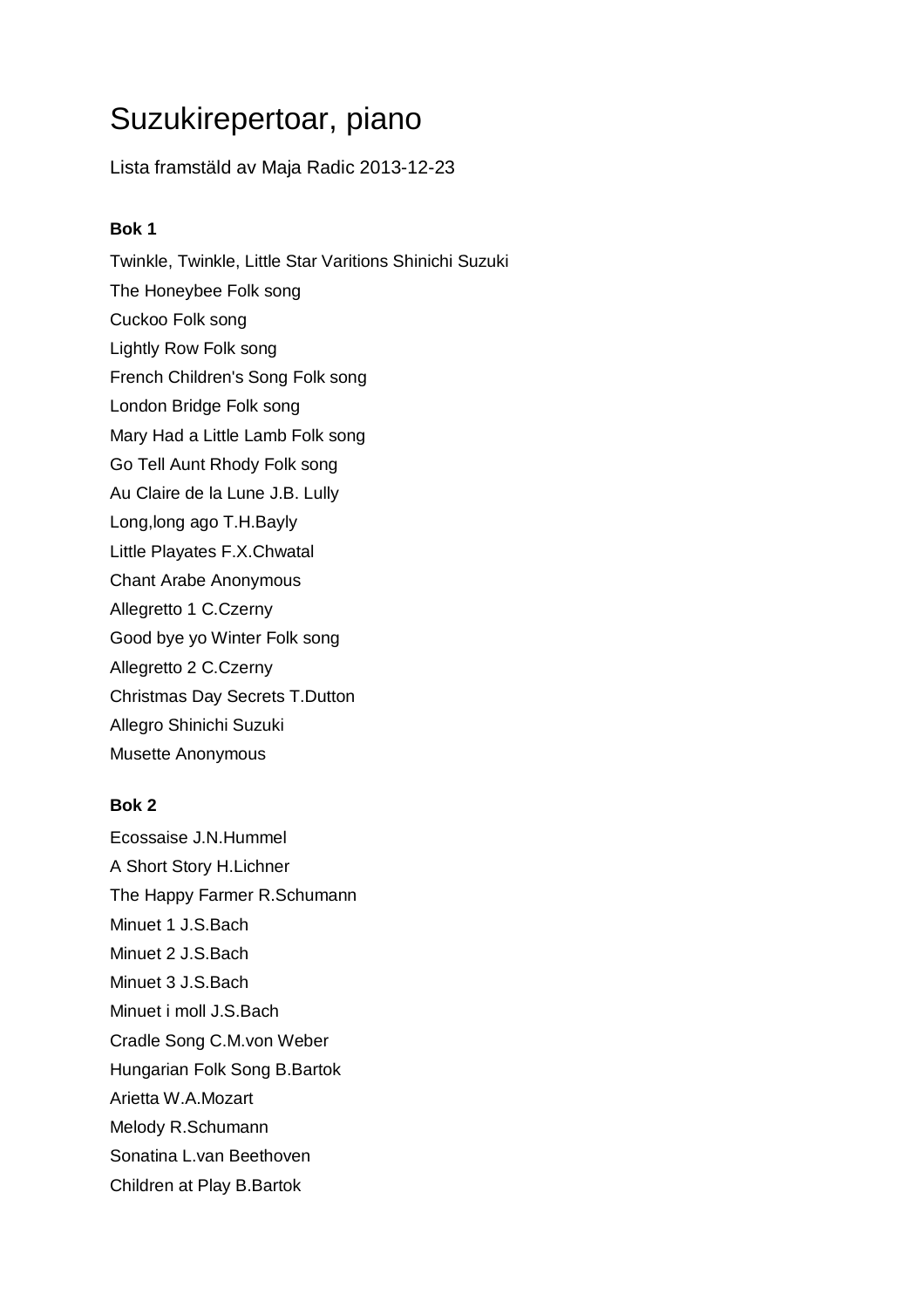# Suzukirepertoar, piano

Lista framställd av Maja Radic 2013-12-23

**Bok 1**

Twinkle, Twinkle, Little Star Varitions Shinichi Suzuki

The Honeybee Folk song

Cuckoo Folk song

Lightly Row Folk song

French Children's Song Folk song

London Bridge Folk song

Mary Had a Little Lamb Folk song

Go Tell Aunt Rhody Folk song

Au Claire de la Lune J.B. Lully

Long,long ago T.H.Bayly

Little Playates F.X.Chwatal

Chant Arabe Anonymous

Allegretto 1 C.Czerny

Good bye yo Winter Folk song

Allegretto 2 C.Czerny

Christmas Day Secrets T.Dutton

Allegro Shinichi Suzuki

Musette Anonymous

**Bok 2**

Ecossaise J.N.Hummel

A Short Story H.Lichner

The Happy Farmer R.Schumann

Minuet 1 J.S.Bach

Minuet 2 J.S.Bach

Minuet 3 J.S.Bach

Minuet i moll J.S.Bach

Cradle Song C.M.von Weber

Hungarian Folk Song B.Bartok

Arietta W.A.Mozart

Melody R.Schumann

Sonatina L.van Beethoven

Children at Play B.Bartok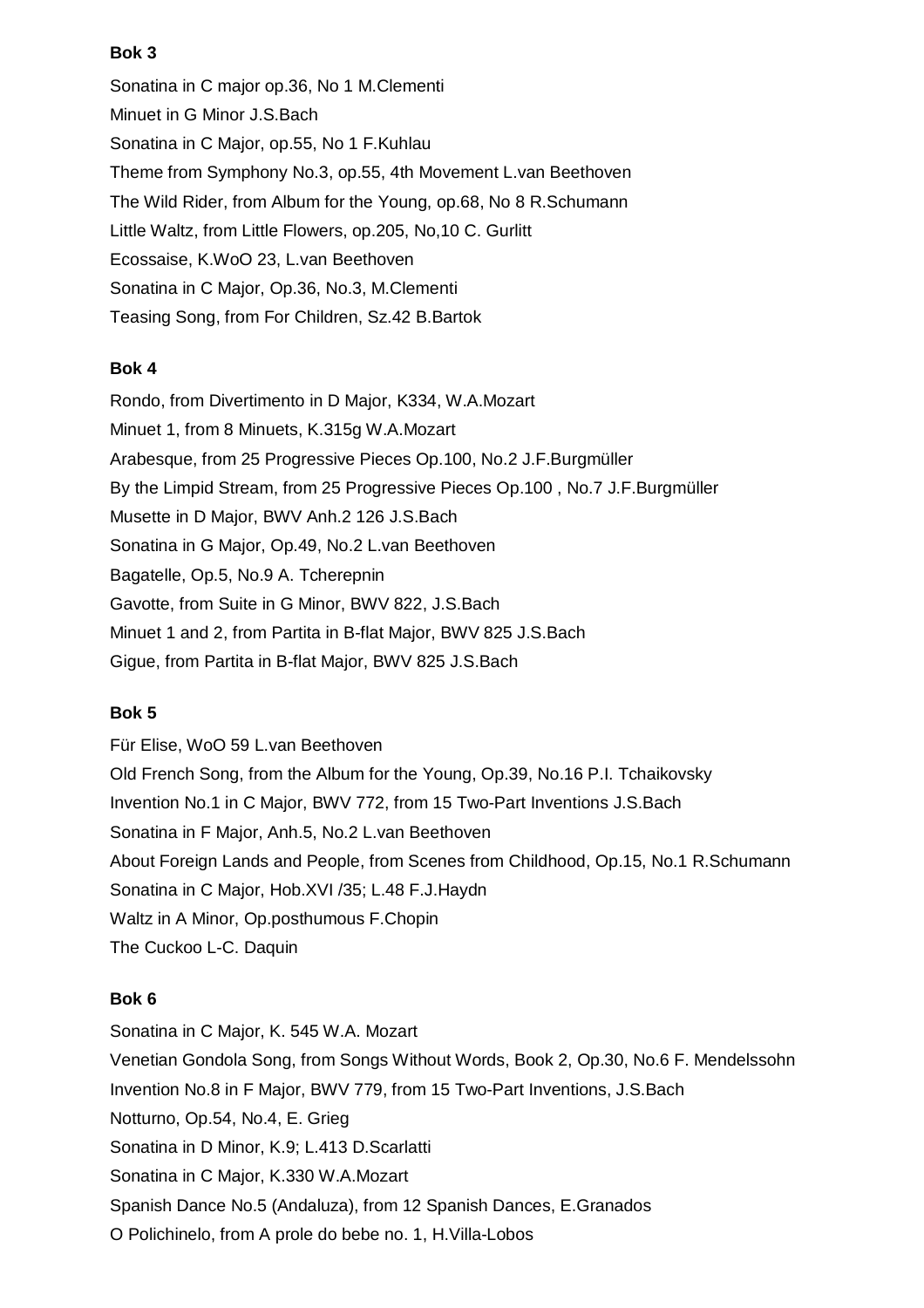**Bok 3**

Sonatina in C major op.36, No 1 M.Clementi
Minuet in G Minor J.S.Bach
Sonatina in C Major, op.55, No 1 F.Kuhlau
Theme from Symphony No.3, op.55, 4th Movement L.van Beethoven
The Wild Rider, from Album for the Young, op.68, No 8 R.Schumann
Little Waltz, from Little Flowers, op.205, No,10 C. Gurlitt
Ecossaise, K.WoO 23, L.van Beethoven
Sonatina in C Major, Op.36, No.3, M.Clementi
Teasing Song, from For Children, Sz.42 B.Bartok

**Bok 4**

Rondo, from Divertimento in D Major, K334, W.A.Mozart
Minuet 1, from 8 Minuets, K.315g W.A.Mozart
Arabesque, from 25 Progressive Pieces Op.100, No.2 J.F.Burgmüller
By the Limpid Stream, from 25 Progressive Pieces Op.100 , No.7 J.F.Burgmüller
Musette in D Major, BWV Anh.2 126 J.S.Bach
Sonatina in G Major, Op.49, No.2 L.van Beethoven
Bagatelle, Op.5, No.9 A. Tcherepnin
Gavotte, from Suite in G Minor, BWV 822, J.S.Bach
Minuet 1 and 2, from Partita in B-flat Major, BWV 825 J.S.Bach
Gigue, from Partita in B-flat Major, BWV 825 J.S.Bach

**Bok 5**

Für Elise, WoO 59 L.van Beethoven
Old French Song, from the Album for the Young, Op.39, No.16 P.I. Tchaikovsky
Invention No.1 in C Major, BWV 772, from 15 Two-Part Inventions J.S.Bach
Sonatina in F Major, Anh.5, No.2 L.van Beethoven
About Foreign Lands and People, from Scenes from Childhood, Op.15, No.1 R.Schumann
Sonatina in C Major, Hob.XVI /35; L.48 F.J.Haydn
Waltz in A Minor, Op.posthumous F.Chopin
The Cuckoo L-C. Daquin

**Bok 6**

Sonatina in C Major, K. 545 W.A. Mozart
Venetian Gondola Song, from Songs Without Words, Book 2, Op.30, No.6 F. Mendelssohn
Invention No.8 in F Major, BWV 779, from 15 Two-Part Inventions, J.S.Bach
Notturno, Op.54, No.4, E. Grieg
Sonatina in D Minor, K.9; L.413 D.Scarlatti
Sonatina in C Major, K.330 W.A.Mozart
Spanish Dance No.5 (Andaluza), from 12 Spanish Dances, E.Granados
O Polichinelo, from A prole do bebe no. 1, H.Villa-Lobos